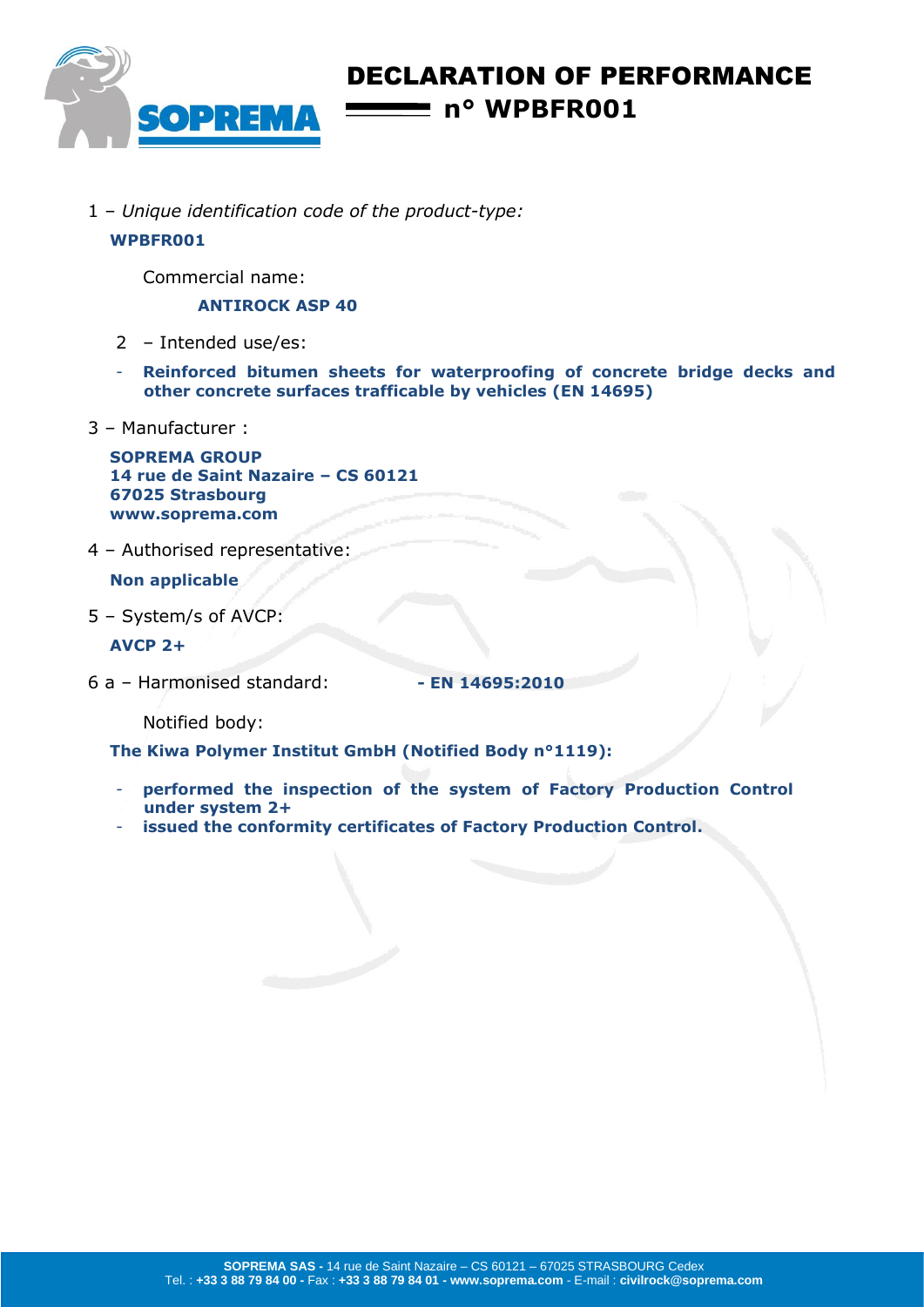# DECLARATION OF PERFORMANCE n° WPBFR001

1 – *Unique identification code of the product-type:*

**WPBFR001**

Commercial name:

**ANTIROCK ASP 40**

2 – Intended use/es:

- **Reinforced bitumen sheets for waterproofing of concrete bridge decks and other concrete surfaces trafficable by vehicles (EN 14695)**

3 – Manufacturer :

**SOPREMA GROUP**
**14 rue de Saint Nazaire – CS 60121**
**67025 Strasbourg**
**www.soprema.com**

4 – Authorised representative:

**Non applicable**

5 – System/s of AVCP:

**AVCP 2+**

6 a – Harmonised standard: **- EN 14695:2010**

Notified body:

**The Kiwa Polymer Institut GmbH (Notified Body n°1119):**

- **performed the inspection of the system of Factory Production Control under system 2+**
- **issued the conformity certificates of Factory Production Control.**

**SOPREMA SAS -** 14 rue de Saint Nazaire – CS 60121 – 67025 STRASBOURG Cedex
Tel. : **+33 3 88 79 84 00 -** Fax : **+33 3 88 79 84 01 - www.soprema.com** - E-mail : **civilrock@soprema.com**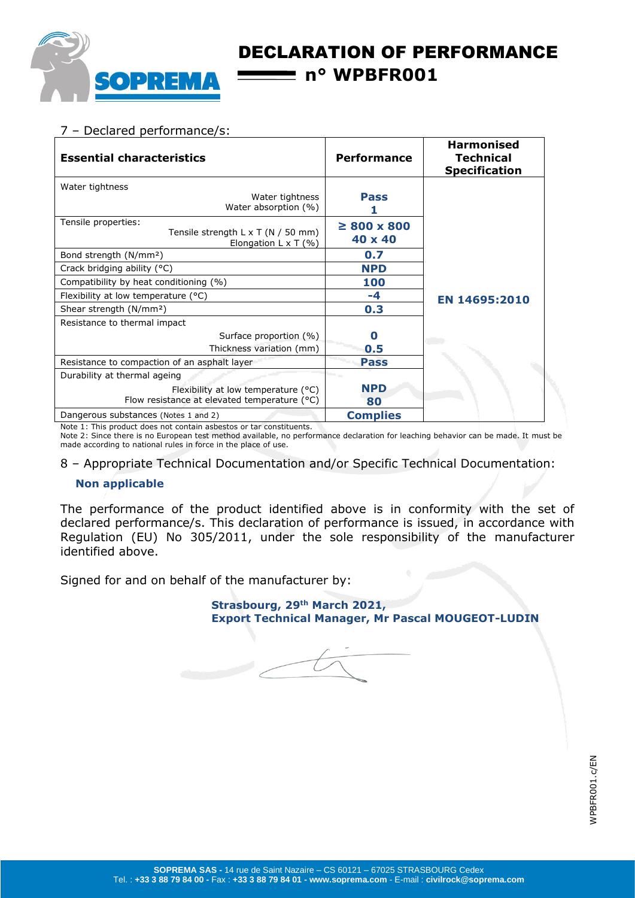# DECLARATION OF PERFORMANCE
## n° WPBFR001

7 – Declared performance/s:

| Essential characteristics | Performance | Harmonised Technical Specification |
|---|---|---|
| Water tightness<br>Water tightness<br>Water absorption (%) | <br>**Pass**<br>**1** | **EN 14695:2010** |
| Tensile properties:<br>Tensile strength L x T (N / 50 mm)<br>Elongation L x T (%) | <br>**≥ 800 x 800**<br>**40 x 40** | |
| Bond strength (N/mm²) | **0.7** | |
| Crack bridging ability (°C) | **NPD** | |
| Compatibility by heat conditioning (%) | **100** | |
| Flexibility at low temperature (°C) | **-4** | |
| Shear strength (N/mm²) | **0.3** | |
| Resistance to thermal impact<br>Surface proportion (%)<br>Thickness variation (mm) | <br>**0**<br>**0.5** | |
| Resistance to compaction of an asphalt layer | **Pass** | |
| Durability at thermal ageing<br>Flexibility at low temperature (°C)<br>Flow resistance at elevated temperature (°C) | <br>**NPD**<br>**80** | |
| Dangerous substances (Notes 1 and 2) | **Complies** | |

Note 1: This product does not contain asbestos or tar constituents.
Note 2: Since there is no European test method available, no performance declaration for leaching behavior can be made. It must be made according to national rules in force in the place of use.

8 – Appropriate Technical Documentation and/or Specific Technical Documentation:

**Non applicable**

The performance of the product identified above is in conformity with the set of declared performance/s. This declaration of performance is issued, in accordance with Regulation (EU) No 305/2011, under the sole responsibility of the manufacturer identified above.

Signed for and on behalf of the manufacturer by:

**Strasbourg, 29th March 2021,**
**Export Technical Manager, Mr Pascal MOUGEOT-LUDIN**

WPBFR001.c/EN

**SOPREMA SAS -** 14 rue de Saint Nazaire – CS 60121 – 67025 STRASBOURG Cedex
Tel. : **+33 3 88 79 84 00 -** Fax : **+33 3 88 79 84 01 - www.soprema.com** - E-mail : **civilrock@soprema.com**